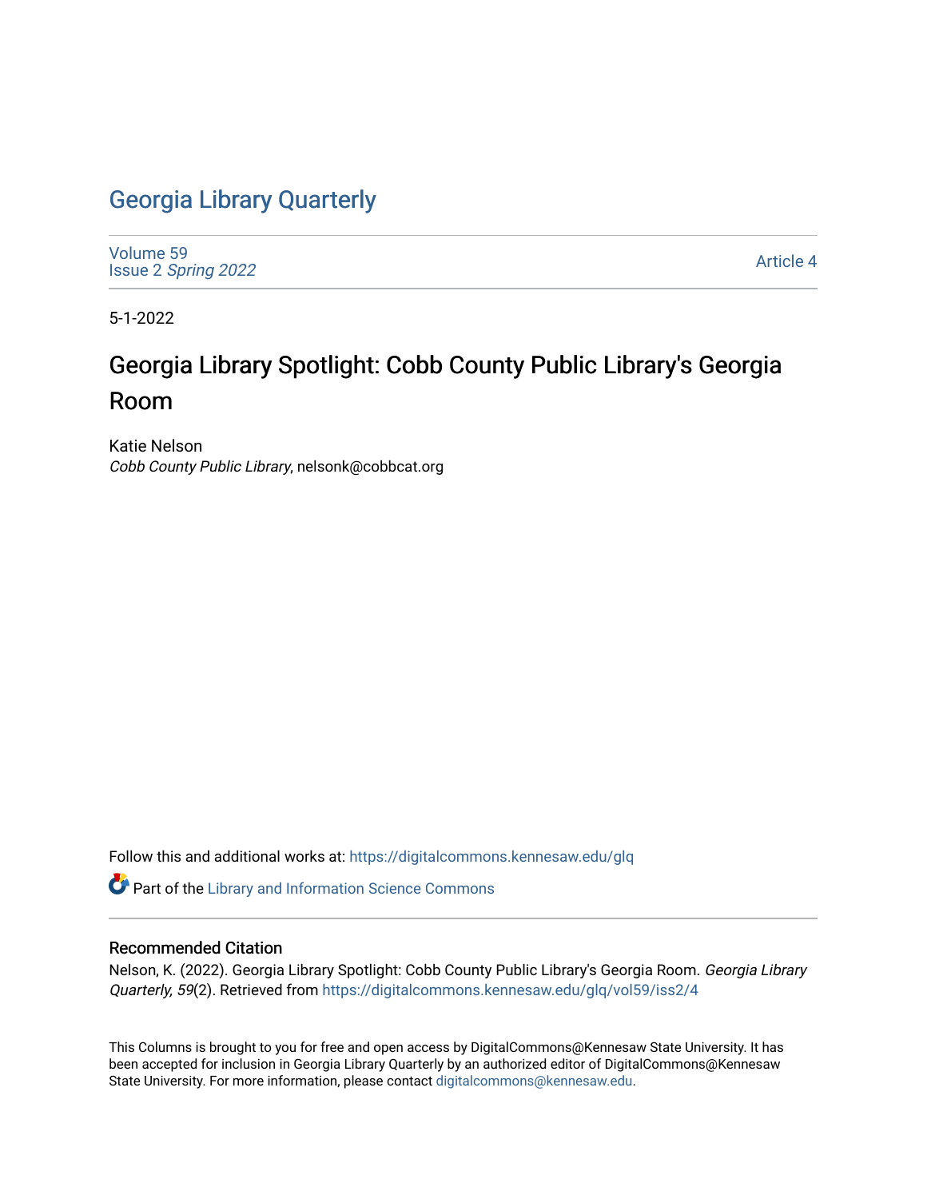# Georgia Library Quarterly

Volume 59
Issue 2 *Spring 2022*

Article 4

5-1-2022

## Georgia Library Spotlight: Cobb County Public Library's Georgia Room

Katie Nelson
*Cobb County Public Library*, nelsonk@cobbcat.org

Follow this and additional works at: https://digitalcommons.kennesaw.edu/glq

Part of the Library and Information Science Commons

### Recommended Citation

Nelson, K. (2022). Georgia Library Spotlight: Cobb County Public Library's Georgia Room. *Georgia Library Quarterly, 59*(2). Retrieved from https://digitalcommons.kennesaw.edu/glq/vol59/iss2/4

This Columns is brought to you for free and open access by DigitalCommons@Kennesaw State University. It has been accepted for inclusion in Georgia Library Quarterly by an authorized editor of DigitalCommons@Kennesaw State University. For more information, please contact digitalcommons@kennesaw.edu.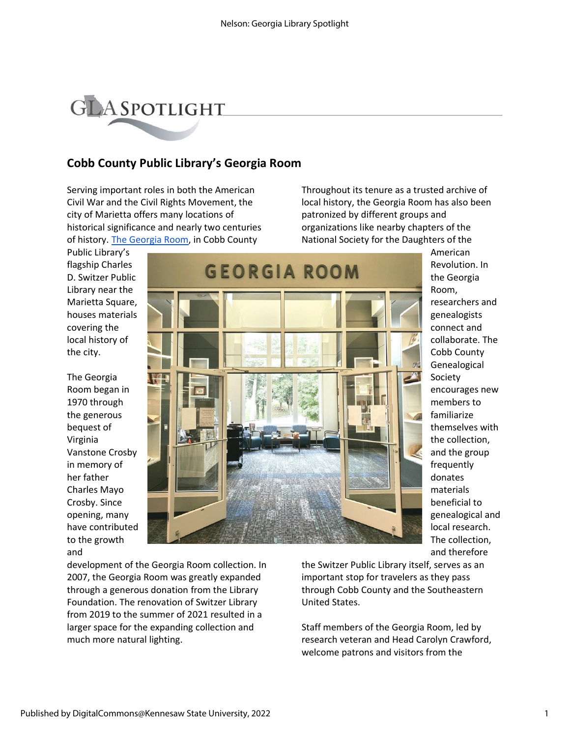# GLA Spotlight

## Cobb County Public Library's Georgia Room

Serving important roles in both the American Civil War and the Civil Rights Movement, the city of Marietta offers many locations of historical significance and nearly two centuries of history. [The Georgia Room](), in Cobb County Public Library's flagship Charles D. Switzer Public Library near the Marietta Square, houses materials covering the local history of the city.

The Georgia Room began in 1970 through the generous bequest of Virginia Vanstone Crosby in memory of her father Charles Mayo Crosby. Since opening, many have contributed to the growth and development of the Georgia Room collection. In 2007, the Georgia Room was greatly expanded through a generous donation from the Library Foundation. The renovation of Switzer Library from 2019 to the summer of 2021 resulted in a larger space for the expanding collection and much more natural lighting.

Throughout its tenure as a trusted archive of local history, the Georgia Room has also been patronized by different groups and organizations like nearby chapters of the National Society for the Daughters of the American Revolution. In the Georgia Room, researchers and genealogists connect and collaborate. The Cobb County Genealogical Society encourages new members to familiarize themselves with the collection, and the group frequently donates materials beneficial to genealogical and local research. The collection, and therefore the Switzer Public Library itself, serves as an important stop for travelers as they pass through Cobb County and the Southeastern United States.

Staff members of the Georgia Room, led by research veteran and Head Carolyn Crawford, welcome patrons and visitors from the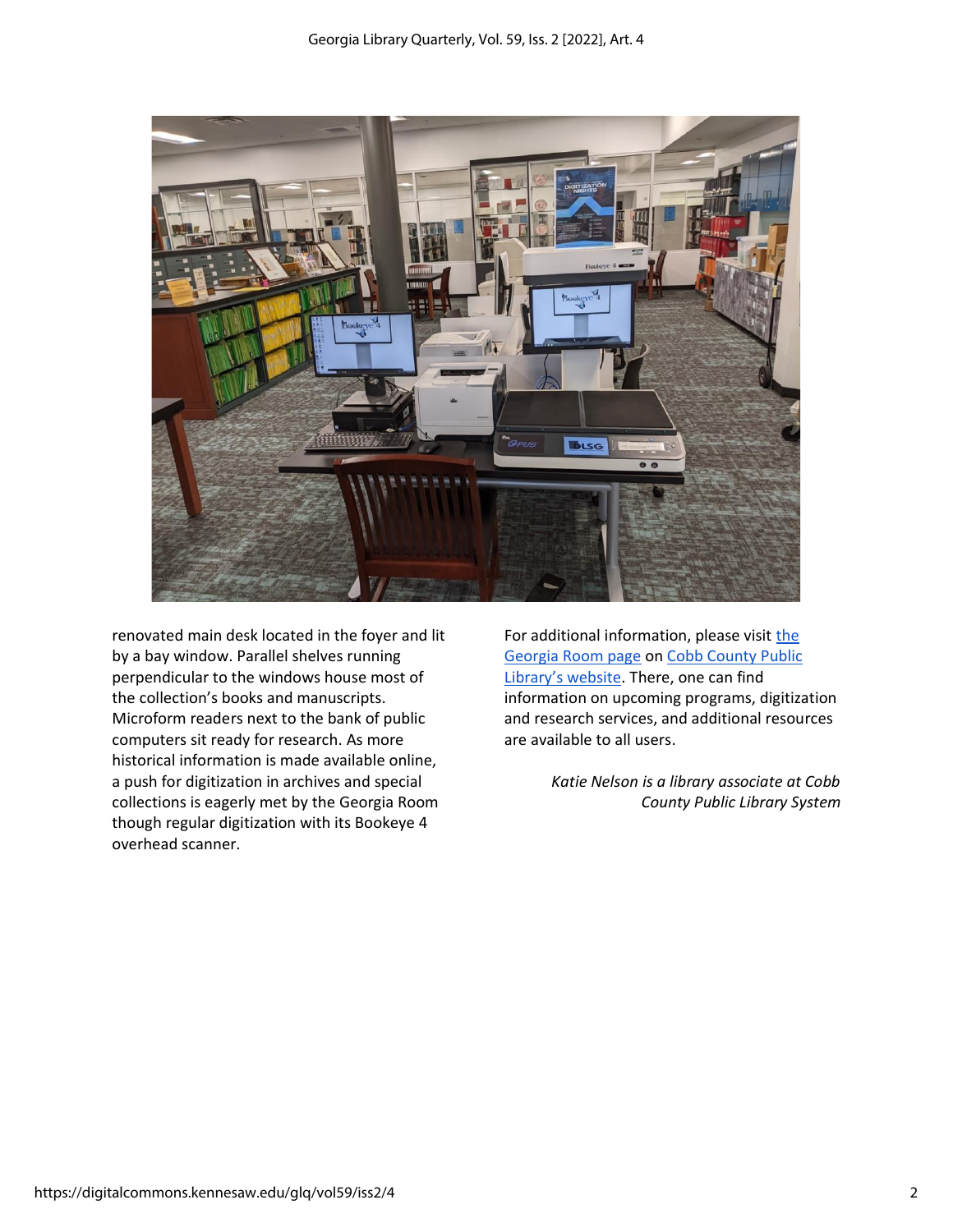renovated main desk located in the foyer and lit by a bay window. Parallel shelves running perpendicular to the windows house most of the collection's books and manuscripts. Microform readers next to the bank of public computers sit ready for research. As more historical information is made available online, a push for digitization in archives and special collections is eagerly met by the Georgia Room though regular digitization with its Bookeye 4 overhead scanner.

For additional information, please visit the Georgia Room page on Cobb County Public Library's website. There, one can find information on upcoming programs, digitization and research services, and additional resources are available to all users.

*Katie Nelson is a library associate at Cobb County Public Library System*